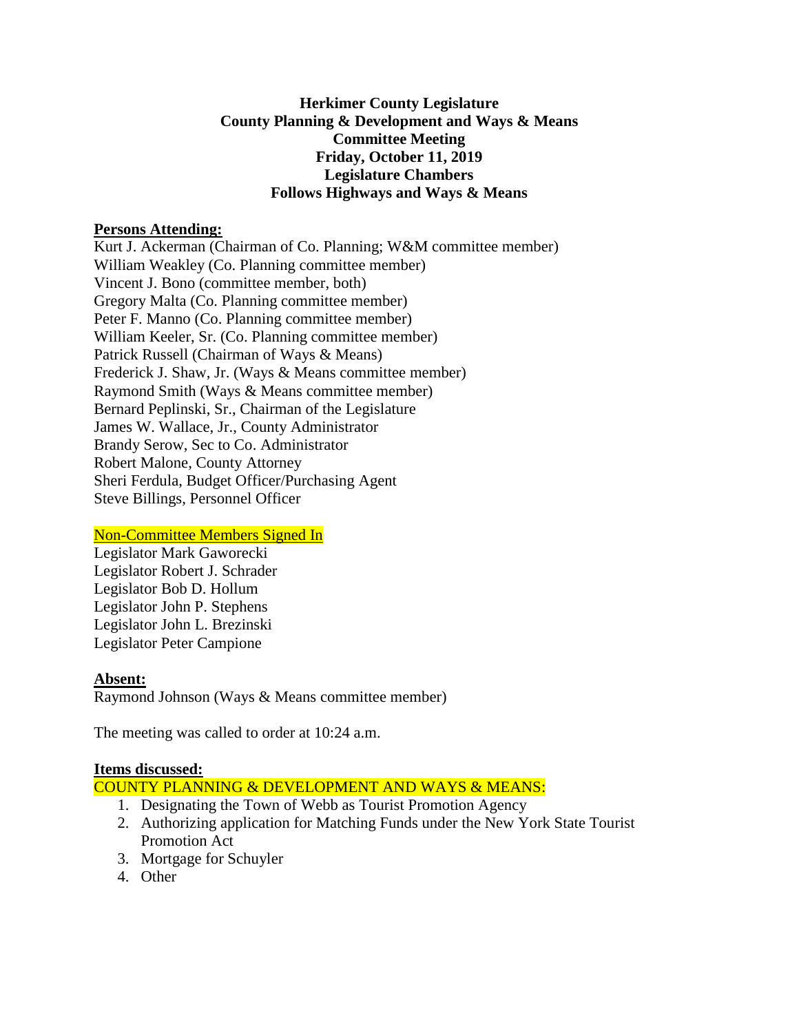**Herkimer County Legislature**
**County Planning & Development and Ways & Means**
**Committee Meeting**
**Friday, October 11, 2019**
**Legislature Chambers**
**Follows Highways and Ways & Means**

**Persons Attending:**

Kurt J. Ackerman (Chairman of Co. Planning; W&M committee member)
William Weakley (Co. Planning committee member)
Vincent J. Bono (committee member, both)
Gregory Malta (Co. Planning committee member)
Peter F. Manno (Co. Planning committee member)
William Keeler, Sr. (Co. Planning committee member)
Patrick Russell (Chairman of Ways & Means)
Frederick J. Shaw, Jr. (Ways & Means committee member)
Raymond Smith (Ways & Means committee member)
Bernard Peplinski, Sr., Chairman of the Legislature
James W. Wallace, Jr., County Administrator
Brandy Serow, Sec to Co. Administrator
Robert Malone, County Attorney
Sheri Ferdula, Budget Officer/Purchasing Agent
Steve Billings, Personnel Officer

Non-Committee Members Signed In

Legislator Mark Gaworecki
Legislator Robert J. Schrader
Legislator Bob D. Hollum
Legislator John P. Stephens
Legislator John L. Brezinski
Legislator Peter Campione

**Absent:**

Raymond Johnson (Ways & Means committee member)

The meeting was called to order at 10:24 a.m.

**Items discussed:**

COUNTY PLANNING & DEVELOPMENT AND WAYS & MEANS:

1. Designating the Town of Webb as Tourist Promotion Agency
2. Authorizing application for Matching Funds under the New York State Tourist Promotion Act
3. Mortgage for Schuyler
4. Other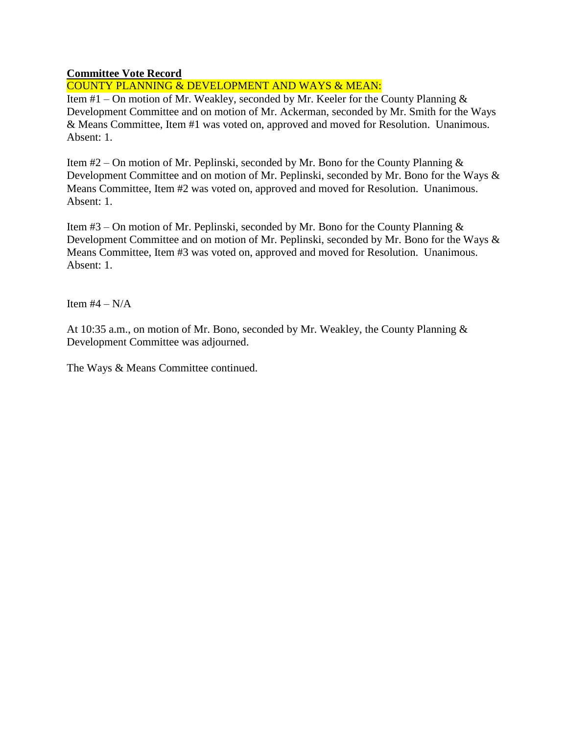**Committee Vote Record**

COUNTY PLANNING & DEVELOPMENT AND WAYS & MEAN:

Item #1 – On motion of Mr. Weakley, seconded by Mr. Keeler for the County Planning & Development Committee and on motion of Mr. Ackerman, seconded by Mr. Smith for the Ways & Means Committee, Item #1 was voted on, approved and moved for Resolution. Unanimous. Absent: 1.

Item #2 – On motion of Mr. Peplinski, seconded by Mr. Bono for the County Planning & Development Committee and on motion of Mr. Peplinski, seconded by Mr. Bono for the Ways & Means Committee, Item #2 was voted on, approved and moved for Resolution. Unanimous. Absent: 1.

Item #3 – On motion of Mr. Peplinski, seconded by Mr. Bono for the County Planning & Development Committee and on motion of Mr. Peplinski, seconded by Mr. Bono for the Ways & Means Committee, Item #3 was voted on, approved and moved for Resolution. Unanimous. Absent: 1.

Item #4 – N/A

At 10:35 a.m., on motion of Mr. Bono, seconded by Mr. Weakley, the County Planning & Development Committee was adjourned.

The Ways & Means Committee continued.